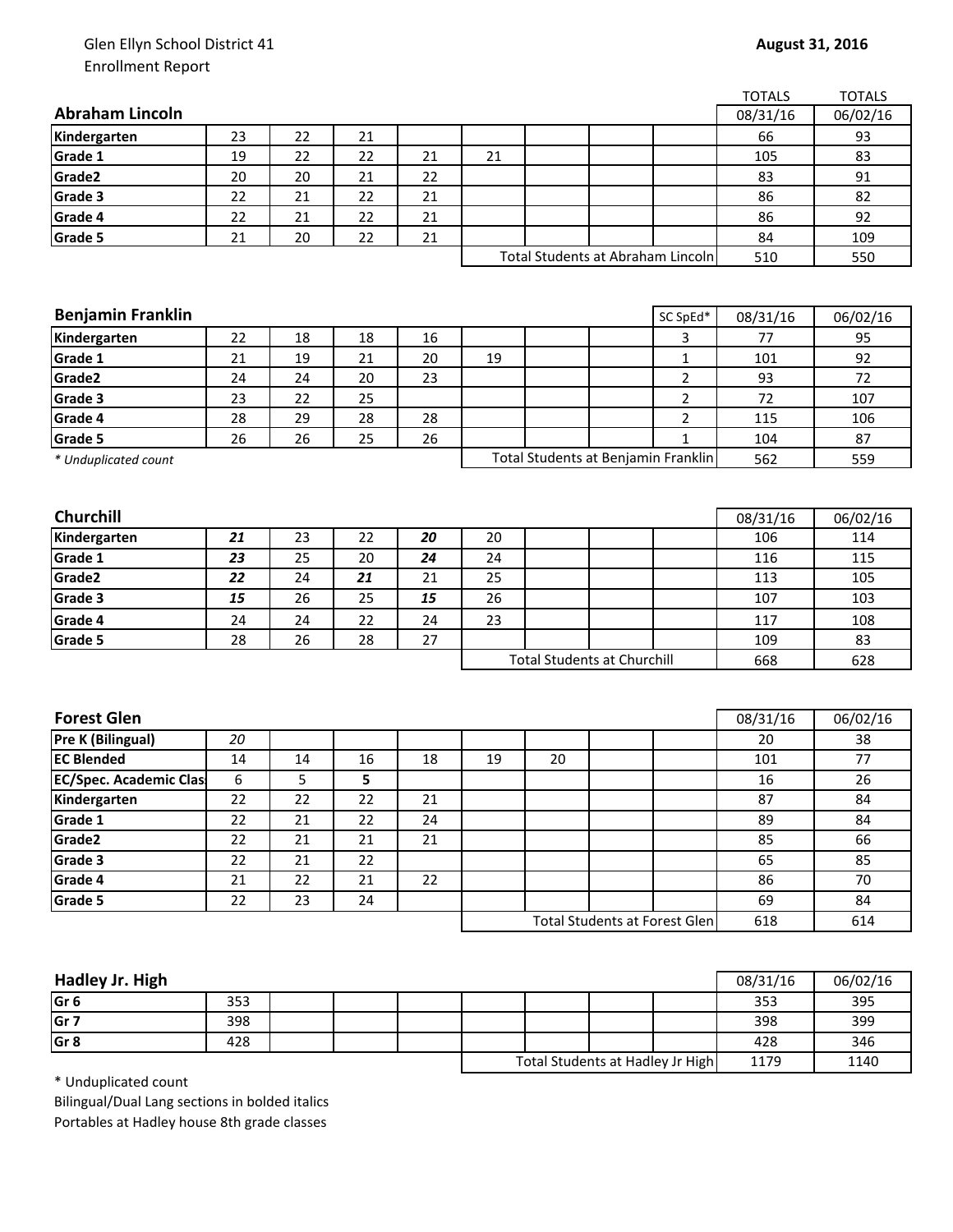Glen Ellyn School District 41
Enrollment Report

**August 31, 2016**

| Abraham Lincoln | | | | | | | | | TOTALS 08/31/16 | TOTALS 06/02/16 |
|---|---|---|---|---|---|---|---|---|---|---|
| **Kindergarten** | 23 | 22 | 21 | | | | | | 66 | 93 |
| **Grade 1** | 19 | 22 | 22 | 21 | 21 | | | | 105 | 83 |
| **Grade2** | 20 | 20 | 21 | 22 | | | | | 83 | 91 |
| **Grade 3** | 22 | 21 | 22 | 21 | | | | | 86 | 82 |
| **Grade 4** | 22 | 21 | 22 | 21 | | | | | 86 | 92 |
| **Grade 5** | 21 | 20 | 22 | 21 | | | | | 84 | 109 |
| | | | | | Total Students at Abraham Lincoln | | | | 510 | 550 |

| Benjamin Franklin | | | | | | | | SC SpEd* | 08/31/16 | 06/02/16 |
|---|---|---|---|---|---|---|---|---|---|---|
| **Kindergarten** | 22 | 18 | 18 | 16 | | | | 3 | 77 | 95 |
| **Grade 1** | 21 | 19 | 21 | 20 | 19 | | | 1 | 101 | 92 |
| **Grade2** | 24 | 24 | 20 | 23 | | | | 2 | 93 | 72 |
| **Grade 3** | 23 | 22 | 25 | | | | | 2 | 72 | 107 |
| **Grade 4** | 28 | 29 | 28 | 28 | | | | 2 | 115 | 106 |
| **Grade 5** | 26 | 26 | 25 | 26 | | | | 1 | 104 | 87 |
| *\* Unduplicated count* | | | | | Total Students at Benjamin Franklin | | | | 562 | 559 |

| Churchill | | | | | | | | | 08/31/16 | 06/02/16 |
|---|---|---|---|---|---|---|---|---|---|---|
| **Kindergarten** | ***21*** | 23 | 22 | ***20*** | 20 | | | | 106 | 114 |
| **Grade 1** | ***23*** | 25 | 20 | ***24*** | 24 | | | | 116 | 115 |
| **Grade2** | ***22*** | 24 | ***21*** | 21 | 25 | | | | 113 | 105 |
| **Grade 3** | ***15*** | 26 | 25 | ***15*** | 26 | | | | 107 | 103 |
| **Grade 4** | 24 | 24 | 22 | 24 | 23 | | | | 117 | 108 |
| **Grade 5** | 28 | 26 | 28 | 27 | | | | | 109 | 83 |
| | | | | | Total Students at Churchill | | | | 668 | 628 |

| Forest Glen | | | | | | | | | 08/31/16 | 06/02/16 |
|---|---|---|---|---|---|---|---|---|---|---|
| **Pre K (Bilingual)** | *20* | | | | | | | | 20 | 38 |
| **EC Blended** | 14 | 14 | 16 | 18 | 19 | 20 | | | 101 | 77 |
| **EC/Spec. Academic Clas** | 6 | 5 | **5** | | | | | | 16 | 26 |
| **Kindergarten** | 22 | 22 | 22 | 21 | | | | | 87 | 84 |
| **Grade 1** | 22 | 21 | 22 | 24 | | | | | 89 | 84 |
| **Grade2** | 22 | 21 | 21 | 21 | | | | | 85 | 66 |
| **Grade 3** | 22 | 21 | 22 | | | | | | 65 | 85 |
| **Grade 4** | 21 | 22 | 21 | 22 | | | | | 86 | 70 |
| **Grade 5** | 22 | 23 | 24 | | | | | | 69 | 84 |
| | | | | | Total Students at Forest Glen | | | | 618 | 614 |

| Hadley Jr. High | | | | | | | | | 08/31/16 | 06/02/16 |
|---|---|---|---|---|---|---|---|---|---|---|
| **Gr 6** | 353 | | | | | | | | 353 | 395 |
| **Gr 7** | 398 | | | | | | | | 398 | 399 |
| **Gr 8** | 428 | | | | | | | | 428 | 346 |
| | | | | | Total Students at Hadley Jr High | | | | 1179 | 1140 |

\* Unduplicated count
Bilingual/Dual Lang sections in bolded italics
Portables at Hadley house 8th grade classes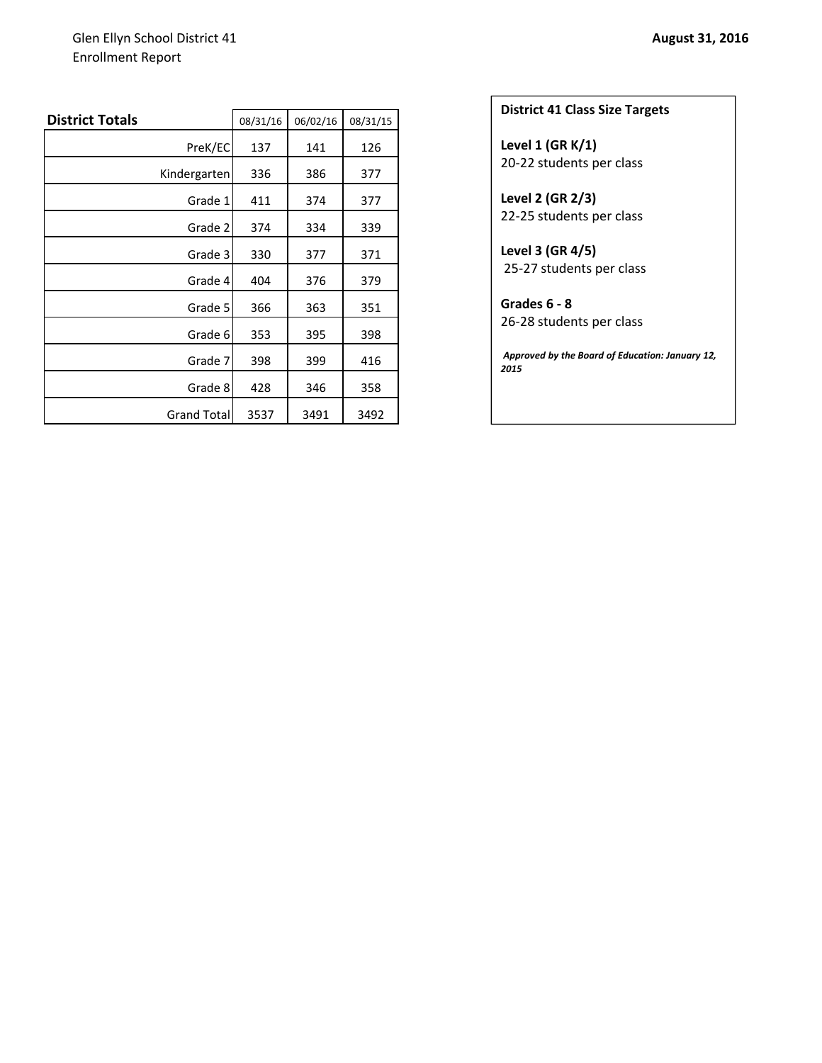Glen Ellyn School District 41
Enrollment Report

**August 31, 2016**

| District Totals | 08/31/16 | 06/02/16 | 08/31/15 |
|---|---|---|---|
| PreK/EC | 137 | 141 | 126 |
| Kindergarten | 336 | 386 | 377 |
| Grade 1 | 411 | 374 | 377 |
| Grade 2 | 374 | 334 | 339 |
| Grade 3 | 330 | 377 | 371 |
| Grade 4 | 404 | 376 | 379 |
| Grade 5 | 366 | 363 | 351 |
| Grade 6 | 353 | 395 | 398 |
| Grade 7 | 398 | 399 | 416 |
| Grade 8 | 428 | 346 | 358 |
| Grand Total | 3537 | 3491 | 3492 |

**District 41 Class Size Targets**

**Level 1 (GR K/1)**
20-22 students per class

**Level 2 (GR 2/3)**
22-25 students per class

**Level 3 (GR 4/5)**
25-27 students per class

**Grades 6 - 8**
26-28 students per class

***Approved by the Board of Education: January 12, 2015***